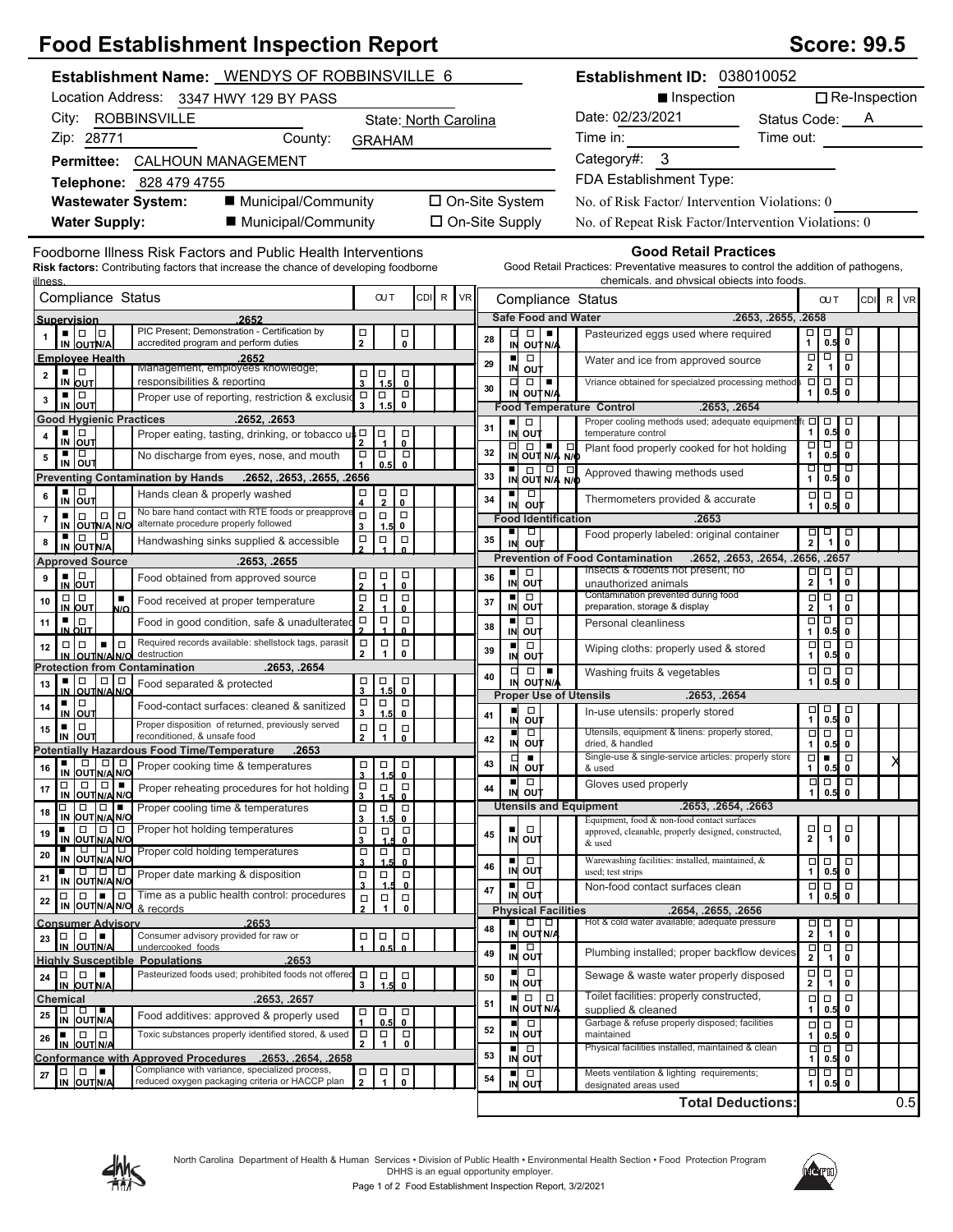# Food Establishment Inspection Report

**Score: 99.5**

**Establishment Name:** WENDYS OF ROBBINSVILLE 6

Location Address: 3347 HWY 129 BY PASS

City: ROBBINSVILLE State: North Carolina

Zip: 28771 County: GRAHAM

**Permittee:** CALHOUN MANAGEMENT

**Telephone:** 828 479 4755

**Wastewater System:** ■ Municipal/Community ☐ On-Site System

**Water Supply:** ■ Municipal/Community ☐ On-Site Supply

**Establishment ID:** 038010052

■ Inspection ☐ Re-Inspection

Date: 02/23/2021 Status Code: A

Time in: Time out:

Category#: 3

FDA Establishment Type:

No. of Risk Factor/ Intervention Violations: 0

No. of Repeat Risk Factor/Intervention Violations: 0

## Foodborne Illness Risk Factors and Public Health Interventions

**Risk factors:** Contributing factors that increase the chance of developing foodborne illness.

| # | Status | Compliance Status | OUT | CDI | R | VR |
|---|---|---|---|---|---|---|
| **Supervision** | | **.2652** | | | | |
| 1 | IN | PIC Present; Demonstration - Certification by accredited program and perform duties | | | | |
| **Employee Health** | | **.2652** | | | | |
| 2 | IN | Management, employees knowledge; responsibilities & reporting | | | | |
| 3 | IN | Proper use of reporting, restriction & exclusion | | | | |
| **Good Hygienic Practices** | | **.2652, .2653** | | | | |
| 4 | IN | Proper eating, tasting, drinking, or tobacco use | | | | |
| 5 | IN | No discharge from eyes, nose, and mouth | | | | |
| **Preventing Contamination by Hands** | | **.2652, .2653, .2655, .2656** | | | | |
| 6 | IN | Hands clean & properly washed | | | | |
| 7 | IN | No bare hand contact with RTE foods or preapproved alternate procedure properly followed | | | | |
| 8 | IN | Handwashing sinks supplied & accessible | | | | |
| **Approved Source** | | **.2653, .2655** | | | | |
| 9 | IN | Food obtained from approved source | | | | |
| 10 | N/O | Food received at proper temperature | | | | |
| 11 | IN | Food in good condition, safe & unadulterated | | | | |
| 12 | N/A | Required records available: shellstock tags, parasite destruction | | | | |
| **Protection from Contamination** | | **.2653, .2654** | | | | |
| 13 | IN | Food separated & protected | | | | |
| 14 | IN | Food-contact surfaces: cleaned & sanitized | | | | |
| 15 | IN | Proper disposition of returned, previously served reconditioned, & unsafe food | | | | |
| **Potentially Hazardous Food Time/Temperature** | | **.2653** | | | | |
| 16 | IN | Proper cooking time & temperatures | | | | |
| 17 | N/O | Proper reheating procedures for hot holding | | | | |
| 18 | N/O | Proper cooling time & temperatures | | | | |
| 19 | IN | Proper hot holding temperatures | | | | |
| 20 | IN | Proper cold holding temperatures | | | | |
| 21 | IN | Proper date marking & disposition | | | | |
| 22 | N/A | Time as a public health control: procedures & records | | | | |
| **Consumer Advisory** | | **.2653** | | | | |
| 23 | N/A | Consumer advisory provided for raw or undercooked foods | | | | |
| **Highly Susceptible Populations** | | **.2653** | | | | |
| 24 | N/A | Pasteurized foods used; prohibited foods not offered | | | | |
| **Chemical** | | **.2653, .2657** | | | | |
| 25 | N/A | Food additives: approved & properly used | | | | |
| 26 | IN | Toxic substances properly identified stored, & used | | | | |
| **Conformance with Approved Procedures** | | **.2653, .2654, .2658** | | | | |
| 27 | N/A | Compliance with variance, specialized process, reduced oxygen packaging criteria or HACCP plan | | | | |

## Good Retail Practices

Good Retail Practices: Preventative measures to control the addition of pathogens, chemicals, and physical objects into foods.

| # | Status | Compliance Status | OUT | CDI | R | VR |
|---|---|---|---|---|---|---|
| **Safe Food and Water** | | **.2653, .2655, .2658** | | | | |
| 28 | N/A | Pasteurized eggs used where required | | | | |
| 29 | IN | Water and ice from approved source | | | | |
| 30 | N/A | Vriance obtained for specialzed processing methods | | | | |
| **Food Temperature Control** | | **.2653, .2654** | | | | |
| 31 | IN | Proper cooling methods used; adequate equipment for temperature control | | | | |
| 32 | N/A | Plant food properly cooked for hot holding | | | | |
| 33 | IN | Approved thawing methods used | | | | |
| 34 | IN | Thermometers provided & accurate | | | | |
| **Food Identification** | | **.2653** | | | | |
| 35 | IN | Food properly labeled: original container | | | | |
| **Prevention of Food Contamination** | | **.2652, .2653, .2654, .2656, .2657** | | | | |
| 36 | IN | Insects & rodents not present; no unauthorized animals | | | | |
| 37 | IN | Contamination prevented during food preparation, storage & display | | | | |
| 38 | IN | Personal cleanliness | | | | |
| 39 | IN | Wiping cloths: properly used & stored | | | | |
| 40 | N/A | Washing fruits & vegetables | | | | |
| **Proper Use of Utensils** | | **.2653, .2654** | | | | |
| 41 | IN | In-use utensils: properly stored | | | | |
| 42 | IN | Utensils, equipment & linens: properly stored, dried, & handled | | | | |
| 43 | OUT | Single-use & single-service articles: properly stored & used | 0.5 | | | X |
| 44 | IN | Gloves used properly | | | | |
| **Utensils and Equipment** | | **.2653, .2654, .2663** | | | | |
| 45 | IN | Equipment, food & non-food contact surfaces approved, cleanable, properly designed, constructed, & used | | | | |
| 46 | IN | Warewashing facilities: installed, maintained, & used; test strips | | | | |
| 47 | IN | Non-food contact surfaces clean | | | | |
| **Physical Facilities** | | **.2654, .2655, .2656** | | | | |
| 48 | IN | Hot & cold water available; adequate pressure | | | | |
| 49 | IN | Plumbing installed; proper backflow devices | | | | |
| 50 | IN | Sewage & waste water properly disposed | | | | |
| 51 | IN | Toilet facilities: properly constructed, supplied & cleaned | | | | |
| 52 | IN | Garbage & refuse properly disposed; facilities maintained | | | | |
| 53 | IN | Physical facilities installed, maintained & clean | | | | |
| 54 | IN | Meets ventilation & lighting requirements; designated areas used | | | | |
| | | **Total Deductions:** | 0.5 | | | |

North Carolina Department of Health & Human Services • Division of Public Health • Environmental Health Section • Food Protection Program
DHHS is an equal opportunity employer.

Food Establishment Inspection Report, 3/2/2021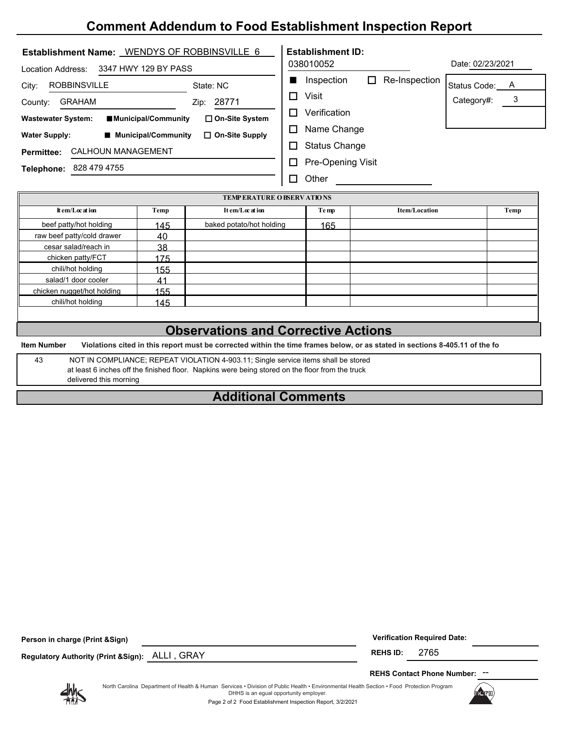# Comment Addendum to Food Establishment Inspection Report

**Establishment Name:** WENDYS OF ROBBINSVILLE 6

Location Address: 3347 HWY 129 BY PASS

City: ROBBINSVILLE State: NC

County: GRAHAM Zip: 28771

**Wastewater System:** ■ Municipal/Community ☐ On-Site System

**Water Supply:** ■ Municipal/Community ☐ On-Site Supply

**Permittee:** CALHOUN MANAGEMENT

**Telephone:** 828 479 4755

**Establishment ID:** 038010052

Date: 02/23/2021

■ Inspection ☐ Re-Inspection

☐ Visit

☐ Verification

☐ Name Change

☐ Status Change

☐ Pre-Opening Visit

☐ Other

Status Code: A

Category#: 3

| TEMPERATURE OBSERVATIONS | | | | | |
|---|---|---|---|---|---|
| **Item/Location** | **Temp** | **Item/Location** | **Temp** | **Item/Location** | **Temp** |
| beef patty/hot holding | 145 | baked potato/hot holding | 165 | | |
| raw beef patty/cold drawer | 40 | | | | |
| cesar salad/reach in | 38 | | | | |
| chicken patty/FCT | 175 | | | | |
| chili/hot holding | 155 | | | | |
| salad/1 door cooler | 41 | | | | |
| chicken nugget/hot holding | 155 | | | | |
| chili/hot holding | 145 | | | | |

## Observations and Corrective Actions

**Item Number** **Violations cited in this report must be corrected within the time frames below, or as stated in sections 8-405.11 of the fo**

43 NOT IN COMPLIANCE; REPEAT VIOLATION 4-903.11; Single service items shall be stored at least 6 inches off the finished floor. Napkins were being stored on the floor from the truck delivered this morning

## Additional Comments

**Person in charge (Print &Sign)**

**Regulatory Authority (Print &Sign):** ALLI , GRAY

**Verification Required Date:**

**REHS ID:** 2765

**REHS Contact Phone Number:** --

North Carolina Department of Health & Human Services • Division of Public Health • Environmental Health Section • Food Protection Program

DHHS is an egual opportunity employer.

Page 2 of 2 Food Establishment Inspection Report, 3/2/2021